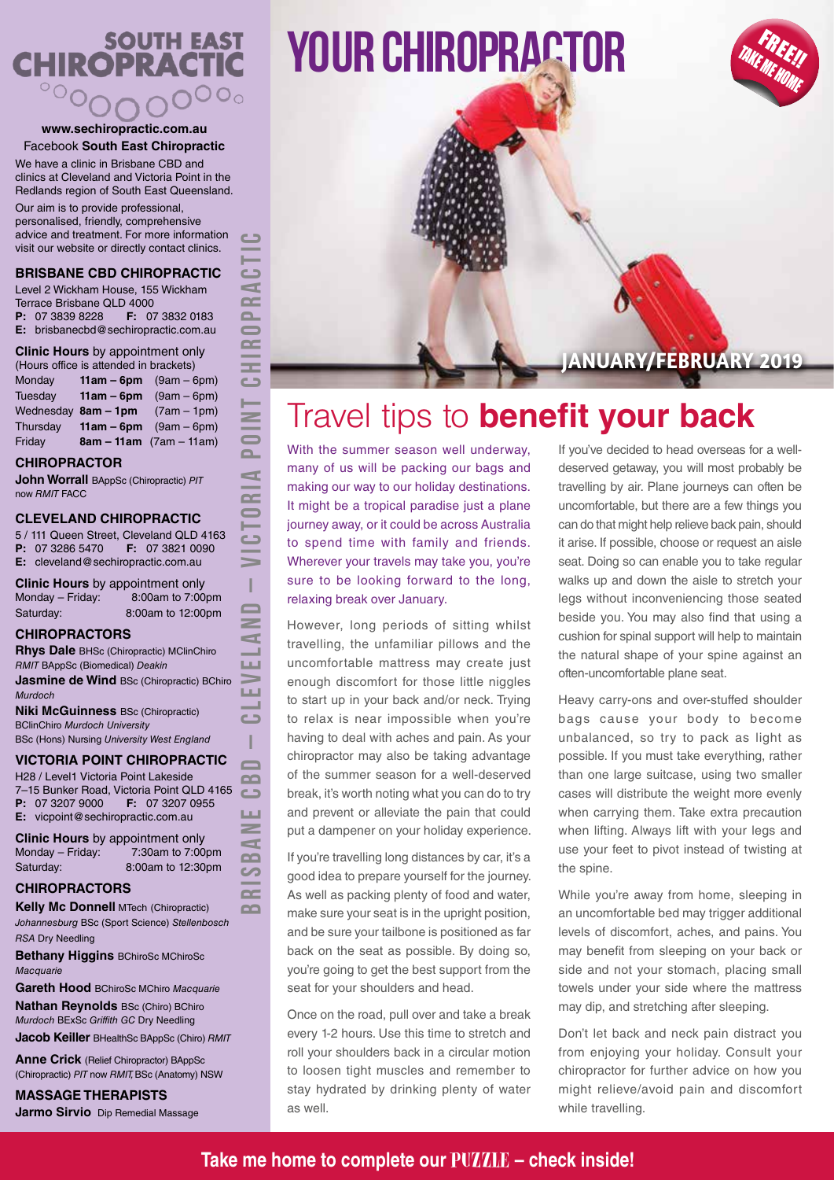# SOUTH EAST CHIROPRACTIC

**www.sechiropractic.com.au**
Facebook **South East Chiropractic**

We have a clinic in Brisbane CBD and clinics at Cleveland and Victoria Point in the Redlands region of South East Queensland.

Our aim is to provide professional, personalised, friendly, comprehensive advice and treatment. For more information visit our website or directly contact clinics.

### BRISBANE CBD CHIROPRACTIC

Level 2 Wickham House, 155 Wickham Terrace Brisbane QLD 4000
**P:** 07 3839 8228 **F:** 07 3832 0183
**E:** brisbanecbd@sechiropractic.com.au

**Clinic Hours** by appointment only
(Hours office is attended in brackets)

| | | |
|---|---|---|
| Monday | **11am – 6pm** | (9am – 6pm) |
| Tuesday | **11am – 6pm** | (9am – 6pm) |
| Wednesday | **8am – 1pm** | (7am – 1pm) |
| Thursday | **11am – 6pm** | (9am – 6pm) |
| Friday | **8am – 11am** | (7am – 11am) |

### CHIROPRACTOR

**John Worrall** BAppSc (Chiropractic) *PIT* now *RMIT* FACC

### CLEVELAND CHIROPRACTIC

5 / 111 Queen Street, Cleveland QLD 4163
**P:** 07 3286 5470 **F:** 07 3821 0090
**E:** cleveland@sechiropractic.com.au

**Clinic Hours** by appointment only

| | |
|---|---|
| Monday – Friday: | 8:00am to 7:00pm |
| Saturday: | 8:00am to 12:00pm |

### CHIROPRACTORS

**Rhys Dale** BHSc (Chiropractic) MClinChiro *RMIT* BAppSc (Biomedical) *Deakin*

**Jasmine de Wind** BSc (Chiropractic) BChiro *Murdoch*

**Niki McGuinness** BSc (Chiropractic) BClinChiro *Murdoch University* BSc (Hons) Nursing *University West England*

### VICTORIA POINT CHIROPRACTIC

H28 / Level1 Victoria Point Lakeside
7–15 Bunker Road, Victoria Point QLD 4165
**P:** 07 3207 9000 **F:** 07 3207 0955
**E:** vicpoint@sechiropractic.com.au

**Clinic Hours** by appointment only

| | |
|---|---|
| Monday – Friday: | 7:30am to 7:00pm |
| Saturday: | 8:00am to 12:30pm |

### CHIROPRACTORS

**Kelly Mc Donnell** MTech (Chiropractic) *Johannesburg* BSc (Sport Science) *Stellenbosch RSA* Dry Needling

**Bethany Higgins** BChiroSc MChiroSc *Macquarie*

**Gareth Hood** BChiroSc MChiro *Macquarie*

**Nathan Reynolds** BSc (Chiro) BChiro *Murdoch* BExSc *Griffith GC* Dry Needling

**Jacob Keiller** BHealthSc BAppSc (Chiro) *RMIT*

**Anne Crick** (Relief Chiropractor) BAppSc (Chiropractic) *PIT* now *RMIT,* BSc (Anatomy) NSW

### MASSAGE THERAPISTS

**Jarmo Sirvio** Dip Remedial Massage

BRISBANE CBD – CLEVELAND – VICTORIA POINT CHIROPRACTIC

# YOUR CHIROPRACTOR

FREE!! TAKE ME HOME

JANUARY/FEBRUARY 2019

# Travel tips to **benefit your back**

With the summer season well underway, many of us will be packing our bags and making our way to our holiday destinations. It might be a tropical paradise just a plane journey away, or it could be across Australia to spend time with family and friends. Wherever your travels may take you, you're sure to be looking forward to the long, relaxing break over January.

However, long periods of sitting whilst travelling, the unfamiliar pillows and the uncomfortable mattress may create just enough discomfort for those little niggles to start up in your back and/or neck. Trying to relax is near impossible when you're having to deal with aches and pain. As your chiropractor may also be taking advantage of the summer season for a well-deserved break, it's worth noting what you can do to try and prevent or alleviate the pain that could put a dampener on your holiday experience.

If you're travelling long distances by car, it's a good idea to prepare yourself for the journey. As well as packing plenty of food and water, make sure your seat is in the upright position, and be sure your tailbone is positioned as far back on the seat as possible. By doing so, you're going to get the best support from the seat for your shoulders and head.

Once on the road, pull over and take a break every 1-2 hours. Use this time to stretch and roll your shoulders back in a circular motion to loosen tight muscles and remember to stay hydrated by drinking plenty of water as well.

If you've decided to head overseas for a well-deserved getaway, you will most probably be travelling by air. Plane journeys can often be uncomfortable, but there are a few things you can do that might help relieve back pain, should it arise. If possible, choose or request an aisle seat. Doing so can enable you to take regular walks up and down the aisle to stretch your legs without inconveniencing those seated beside you. You may also find that using a cushion for spinal support will help to maintain the natural shape of your spine against an often-uncomfortable plane seat.

Heavy carry-ons and over-stuffed shoulder bags cause your body to become unbalanced, so try to pack as light as possible. If you must take everything, rather than one large suitcase, using two smaller cases will distribute the weight more evenly when carrying them. Take extra precaution when lifting. Always lift with your legs and use your feet to pivot instead of twisting at the spine.

While you're away from home, sleeping in an uncomfortable bed may trigger additional levels of discomfort, aches, and pains. You may benefit from sleeping on your back or side and not your stomach, placing small towels under your side where the mattress may dip, and stretching after sleeping.

Don't let back and neck pain distract you from enjoying your holiday. Consult your chiropractor for further advice on how you might relieve/avoid pain and discomfort while travelling.

**Take me home to complete our PUZZLE – check inside!**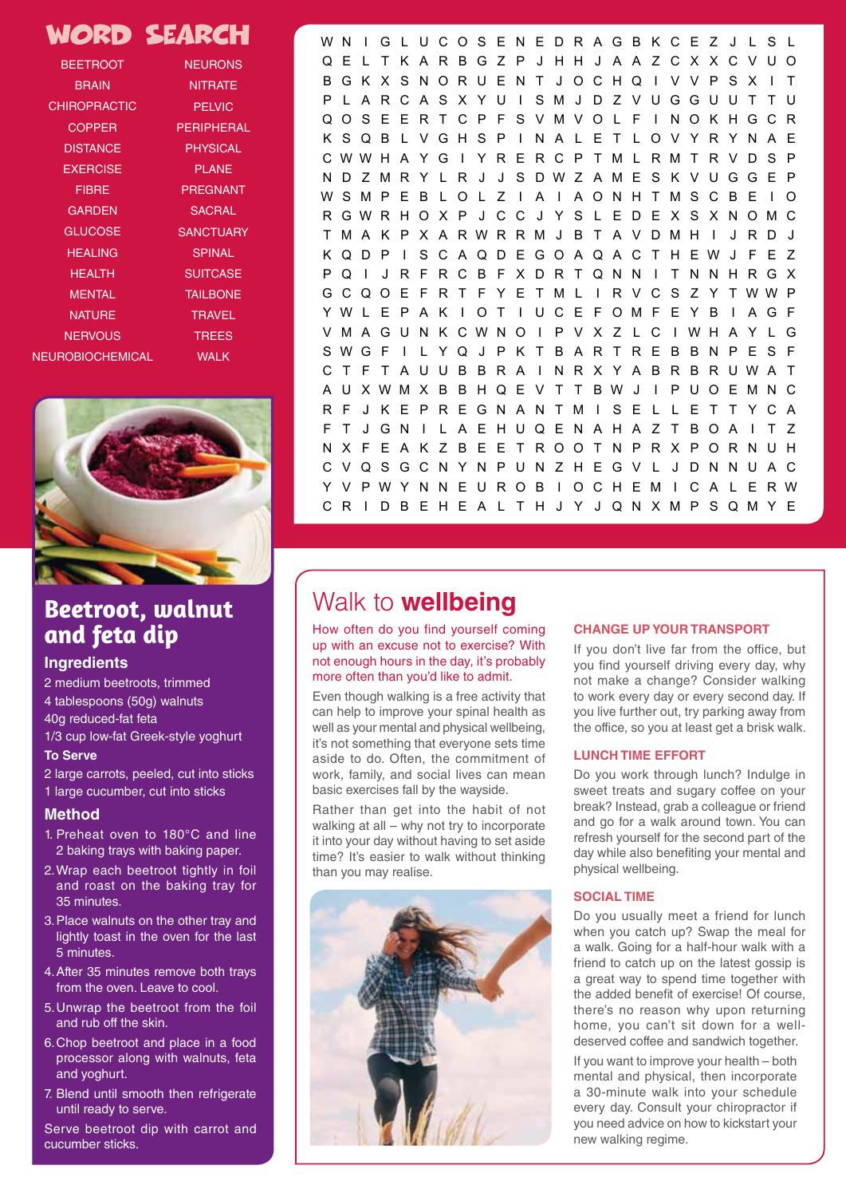# WORD SEARCH

BEETROOT
BRAIN
CHIROPRACTIC
COPPER
DISTANCE
EXERCISE
FIBRE
GARDEN
GLUCOSE
HEALING
HEALTH
MENTAL
NATURE
NERVOUS
NEUROBIOCHEMICAL
NEURONS
NITRATE
PELVIC
PERIPHERAL
PHYSICAL
PLANE
PREGNANT
SACRAL
SANCTUARY
SPINAL
SUITCASE
TAILBONE
TRAVEL
TREES
WALK

```
W N I G L U C O S E N E D R A G B K C E Z J L S L
Q E L T K A R B G Z P J H H J A A Z C X X C V U O
B G K X S N O R U E N T J O C H Q I V V P S X I T
P L A R C A S X Y U I S M J D Z V U G G U U T T U
Q O S E E R T C P F S V M V O L F I N O K H G C R
K S Q B L V G H S P I N A L E T L O V Y R Y N A E
C W W H A Y G I Y R E R C P T M L R M T R V D S P
N D Z M R Y L R J J S D W Z A M E S K V U G G E P
W S M P E B L O L Z I A I A O N H T M S C B E I O
R G W R H O X P J C C J Y S L E D E X S X N O M C
T M A K P X A R W R R M J B T A V D M H I J R D J
K Q D P I S C A Q D E G O A Q A C T H E W J F E Z
P Q I J R F R C B F X D R T Q N N I T N N H R G X
G C Q O E F R T F Y E T M L I R V C S Z Y T W W P
Y W L E P A K I O T I U C E F O M F E Y B I A G F
V M A G U N K C W N O I P V X Z L C I W H A Y L G
S W G F I L Y Q J P K T B A R T R E B B N P E S F
C T F T A U U B B R A I N R X Y A B R B R U W A T
A U X W M X B B H Q E V T T B W J I P U O E M N C
R F J K E P R E G N A N T M I S E L L E T T Y C A
F T J G N I L A E H U Q E N A H A Z T B O A I T Z
N X F E A K Z B E E T R O O T N P R X P O R N U H
C V Q S G C N Y N P U N Z H E G V L J D N N U A C
Y V P W Y N N E U R O B I O C H E M I C A L E R W
C R I D B E H E A L T H J Y J Q N X M P S Q M Y E
```

## Beetroot, walnut and feta dip

### Ingredients

2 medium beetroots, trimmed
4 tablespoons (50g) walnuts
40g reduced-fat feta
1/3 cup low-fat Greek-style yoghurt

**To Serve**

2 large carrots, peeled, cut into sticks
1 large cucumber, cut into sticks

### Method

1. Preheat oven to 180°C and line 2 baking trays with baking paper.
2. Wrap each beetroot tightly in foil and roast on the baking tray for 35 minutes.
3. Place walnuts on the other tray and lightly toast in the oven for the last 5 minutes.
4. After 35 minutes remove both trays from the oven. Leave to cool.
5. Unwrap the beetroot from the foil and rub off the skin.
6. Chop beetroot and place in a food processor along with walnuts, feta and yoghurt.
7. Blend until smooth then refrigerate until ready to serve.

Serve beetroot dip with carrot and cucumber sticks.

## Walk to **wellbeing**

How often do you find yourself coming up with an excuse not to exercise? With not enough hours in the day, it's probably more often than you'd like to admit.

Even though walking is a free activity that can help to improve your spinal health as well as your mental and physical wellbeing, it's not something that everyone sets time aside to do. Often, the commitment of work, family, and social lives can mean basic exercises fall by the wayside.

Rather than get into the habit of not walking at all – why not try to incorporate it into your day without having to set aside time? It's easier to walk without thinking than you may realise.

### CHANGE UP YOUR TRANSPORT

If you don't live far from the office, but you find yourself driving every day, why not make a change? Consider walking to work every day or every second day. If you live further out, try parking away from the office, so you at least get a brisk walk.

### LUNCH TIME EFFORT

Do you work through lunch? Indulge in sweet treats and sugary coffee on your break? Instead, grab a colleague or friend and go for a walk around town. You can refresh yourself for the second part of the day while also benefiting your mental and physical wellbeing.

### SOCIAL TIME

Do you usually meet a friend for lunch when you catch up? Swap the meal for a walk. Going for a half-hour walk with a friend to catch up on the latest gossip is a great way to spend time together with the added benefit of exercise! Of course, there's no reason why upon returning home, you can't sit down for a well-deserved coffee and sandwich together.

If you want to improve your health – both mental and physical, then incorporate a 30-minute walk into your schedule every day. Consult your chiropractor if you need advice on how to kickstart your new walking regime.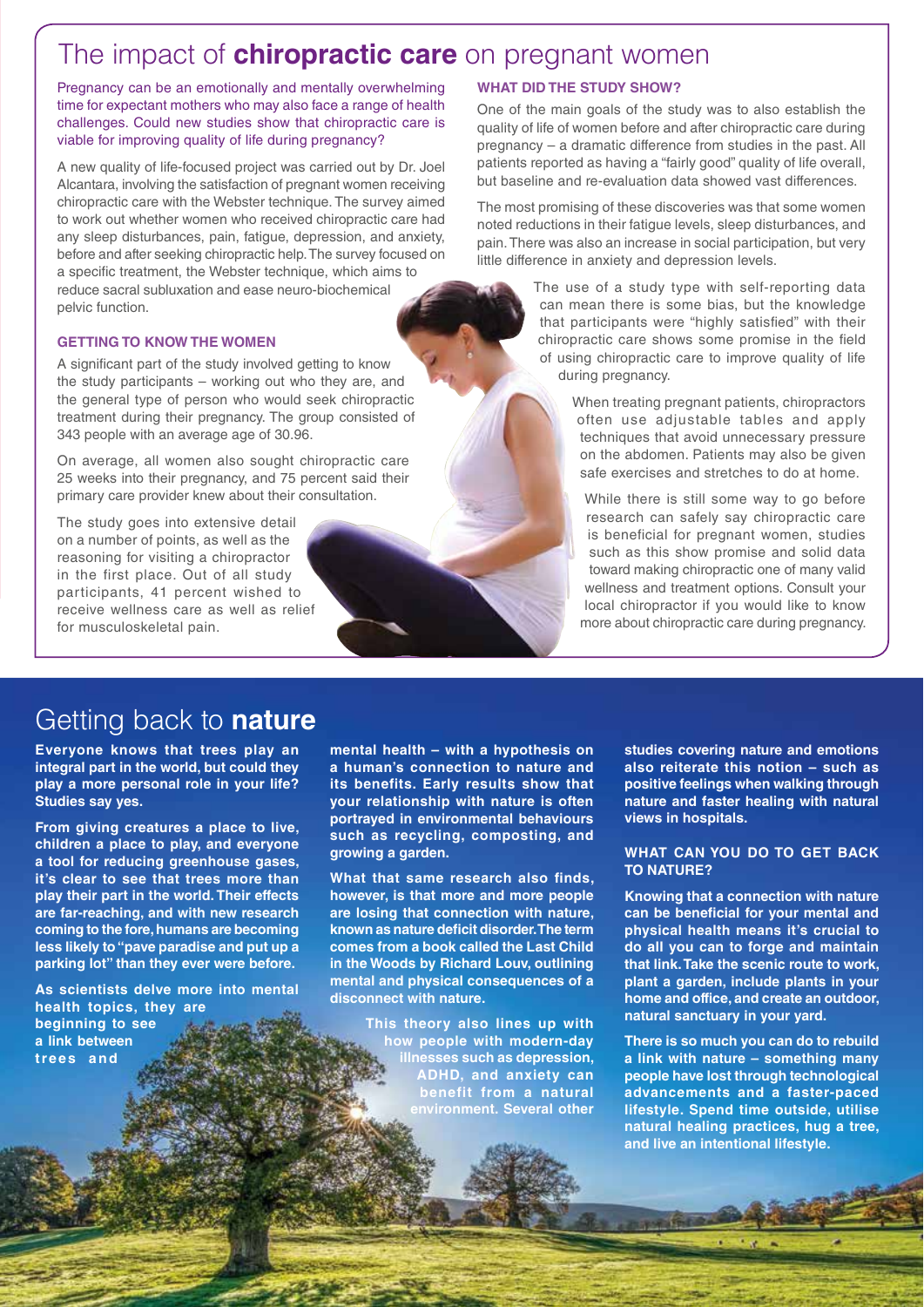# The impact of **chiropractic care** on pregnant women

Pregnancy can be an emotionally and mentally overwhelming time for expectant mothers who may also face a range of health challenges. Could new studies show that chiropractic care is viable for improving quality of life during pregnancy?

A new quality of life-focused project was carried out by Dr. Joel Alcantara, involving the satisfaction of pregnant women receiving chiropractic care with the Webster technique. The survey aimed to work out whether women who received chiropractic care had any sleep disturbances, pain, fatigue, depression, and anxiety, before and after seeking chiropractic help. The survey focused on a specific treatment, the Webster technique, which aims to reduce sacral subluxation and ease neuro-biochemical pelvic function.

### GETTING TO KNOW THE WOMEN

A significant part of the study involved getting to know the study participants – working out who they are, and the general type of person who would seek chiropractic treatment during their pregnancy. The group consisted of 343 people with an average age of 30.96.

On average, all women also sought chiropractic care 25 weeks into their pregnancy, and 75 percent said their primary care provider knew about their consultation.

The study goes into extensive detail on a number of points, as well as the reasoning for visiting a chiropractor in the first place. Out of all study participants, 41 percent wished to receive wellness care as well as relief for musculoskeletal pain.

### WHAT DID THE STUDY SHOW?

One of the main goals of the study was to also establish the quality of life of women before and after chiropractic care during pregnancy – a dramatic difference from studies in the past. All patients reported as having a "fairly good" quality of life overall, but baseline and re-evaluation data showed vast differences.

The most promising of these discoveries was that some women noted reductions in their fatigue levels, sleep disturbances, and pain. There was also an increase in social participation, but very little difference in anxiety and depression levels.

The use of a study type with self-reporting data can mean there is some bias, but the knowledge that participants were "highly satisfied" with their chiropractic care shows some promise in the field of using chiropractic care to improve quality of life during pregnancy.

When treating pregnant patients, chiropractors often use adjustable tables and apply techniques that avoid unnecessary pressure on the abdomen. Patients may also be given safe exercises and stretches to do at home.

While there is still some way to go before research can safely say chiropractic care is beneficial for pregnant women, studies such as this show promise and solid data toward making chiropractic one of many valid wellness and treatment options. Consult your local chiropractor if you would like to know more about chiropractic care during pregnancy.

# Getting back to **nature**

**Everyone knows that trees play an integral part in the world, but could they play a more personal role in your life? Studies say yes.**

**From giving creatures a place to live, children a place to play, and everyone a tool for reducing greenhouse gases, it's clear to see that trees more than play their part in the world. Their effects are far-reaching, and with new research coming to the fore, humans are becoming less likely to "pave paradise and put up a parking lot" than they ever were before.**

**As scientists delve more into mental health topics, they are beginning to see a link between trees and mental health – with a hypothesis on a human's connection to nature and its benefits. Early results show that your relationship with nature is often portrayed in environmental behaviours such as recycling, composting, and growing a garden.**

**What that same research also finds, however, is that more and more people are losing that connection with nature, known as nature deficit disorder. The term comes from a book called the Last Child in the Woods by Richard Louv, outlining mental and physical consequences of a disconnect with nature.**

**This theory also lines up with how people with modern-day illnesses such as depression, ADHD, and anxiety can benefit from a natural environment. Several other studies covering nature and emotions also reiterate this notion – such as positive feelings when walking through nature and faster healing with natural views in hospitals.**

### WHAT CAN YOU DO TO GET BACK TO NATURE?

**Knowing that a connection with nature can be beneficial for your mental and physical health means it's crucial to do all you can to forge and maintain that link. Take the scenic route to work, plant a garden, include plants in your home and office, and create an outdoor, natural sanctuary in your yard.**

**There is so much you can do to rebuild a link with nature – something many people have lost through technological advancements and a faster-paced lifestyle. Spend time outside, utilise natural healing practices, hug a tree, and live an intentional lifestyle.**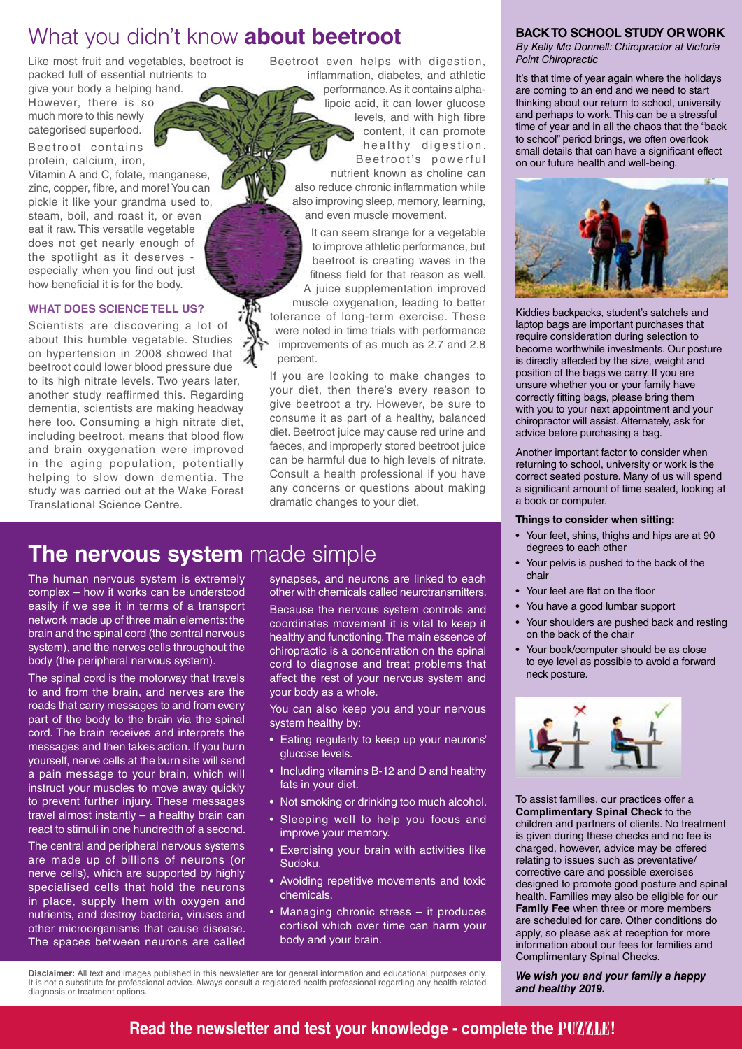# What you didn't know **about beetroot**

Like most fruit and vegetables, beetroot is packed full of essential nutrients to give your body a helping hand. However, there is so much more to this newly categorised superfood.

Beetroot contains protein, calcium, iron, Vitamin A and C, folate, manganese, zinc, copper, fibre, and more! You can pickle it like your grandma used to, steam, boil, and roast it, or even eat it raw. This versatile vegetable does not get nearly enough of the spotlight as it deserves - especially when you find out just how beneficial it is for the body.

### WHAT DOES SCIENCE TELL US?

Scientists are discovering a lot of about this humble vegetable. Studies on hypertension in 2008 showed that beetroot could lower blood pressure due to its high nitrate levels. Two years later, another study reaffirmed this. Regarding dementia, scientists are making headway here too. Consuming a high nitrate diet, including beetroot, means that blood flow and brain oxygenation were improved in the aging population, potentially helping to slow down dementia. The study was carried out at the Wake Forest Translational Science Centre.

Beetroot even helps with digestion, inflammation, diabetes, and athletic performance. As it contains alpha-lipoic acid, it can lower glucose levels, and with high fibre content, it can promote healthy digestion. Beetroot's powerful nutrient known as choline can also reduce chronic inflammation while also improving sleep, memory, learning, and even muscle movement.

It can seem strange for a vegetable to improve athletic performance, but beetroot is creating waves in the fitness field for that reason as well. A juice supplementation improved muscle oxygenation, leading to better tolerance of long-term exercise. These were noted in time trials with performance improvements of as much as 2.7 and 2.8 percent.

If you are looking to make changes to your diet, then there's every reason to give beetroot a try. However, be sure to consume it as part of a healthy, balanced diet. Beetroot juice may cause red urine and faeces, and improperly stored beetroot juice can be harmful due to high levels of nitrate. Consult a health professional if you have any concerns or questions about making dramatic changes to your diet.

# **The nervous system** made simple

The human nervous system is extremely complex – how it works can be understood easily if we see it in terms of a transport network made up of three main elements: the brain and the spinal cord (the central nervous system), and the nerves cells throughout the body (the peripheral nervous system).

The spinal cord is the motorway that travels to and from the brain, and nerves are the roads that carry messages to and from every part of the body to the brain via the spinal cord. The brain receives and interprets the messages and then takes action. If you burn yourself, nerve cells at the burn site will send a pain message to your brain, which will instruct your muscles to move away quickly to prevent further injury. These messages travel almost instantly – a healthy brain can react to stimuli in one hundredth of a second.

The central and peripheral nervous systems are made up of billions of neurons (or nerve cells), which are supported by highly specialised cells that hold the neurons in place, supply them with oxygen and nutrients, and destroy bacteria, viruses and other microorganisms that cause disease. The spaces between neurons are called synapses, and neurons are linked to each other with chemicals called neurotransmitters.

Because the nervous system controls and coordinates movement it is vital to keep it healthy and functioning. The main essence of chiropractic is a concentration on the spinal cord to diagnose and treat problems that affect the rest of your nervous system and your body as a whole.

You can also keep you and your nervous system healthy by:

- Eating regularly to keep up your neurons' glucose levels.
- Including vitamins B-12 and D and healthy fats in your diet.
- Not smoking or drinking too much alcohol.
- Sleeping well to help you focus and improve your memory.
- Exercising your brain with activities like Sudoku.
- Avoiding repetitive movements and toxic chemicals.
- Managing chronic stress – it produces cortisol which over time can harm your body and your brain.

## BACK TO SCHOOL STUDY OR WORK

*By Kelly Mc Donnell: Chiropractor at Victoria Point Chiropractic*

It's that time of year again where the holidays are coming to an end and we need to start thinking about our return to school, university and perhaps to work. This can be a stressful time of year and in all the chaos that the "back to school" period brings, we often overlook small details that can have a significant effect on our future health and well-being.

Kiddies backpacks, student's satchels and laptop bags are important purchases that require consideration during selection to become worthwhile investments. Our posture is directly affected by the size, weight and position of the bags we carry. If you are unsure whether you or your family have correctly fitting bags, please bring them with you to your next appointment and your chiropractor will assist. Alternately, ask for advice before purchasing a bag.

Another important factor to consider when returning to school, university or work is the correct seated posture. Many of us will spend a significant amount of time seated, looking at a book or computer.

**Things to consider when sitting:**

- Your feet, shins, thighs and hips are at 90 degrees to each other
- Your pelvis is pushed to the back of the chair
- Your feet are flat on the floor
- You have a good lumbar support
- Your shoulders are pushed back and resting on the back of the chair
- Your book/computer should be as close to eye level as possible to avoid a forward neck posture.

To assist families, our practices offer a **Complimentary Spinal Check** to the children and partners of clients. No treatment is given during these checks and no fee is charged, however, advice may be offered relating to issues such as preventative/corrective care and possible exercises designed to promote good posture and spinal health. Families may also be eligible for our **Family Fee** when three or more members are scheduled for care. Other conditions do apply, so please ask at reception for more information about our fees for families and Complimentary Spinal Checks.

***We wish you and your family a happy and healthy 2019.***

**Disclaimer:** All text and images published in this newsletter are for general information and educational purposes only. It is not a substitute for professional advice. Always consult a registered health professional regarding any health-related diagnosis or treatment options.

**Read the newsletter and test your knowledge - complete the PUZZLE!**